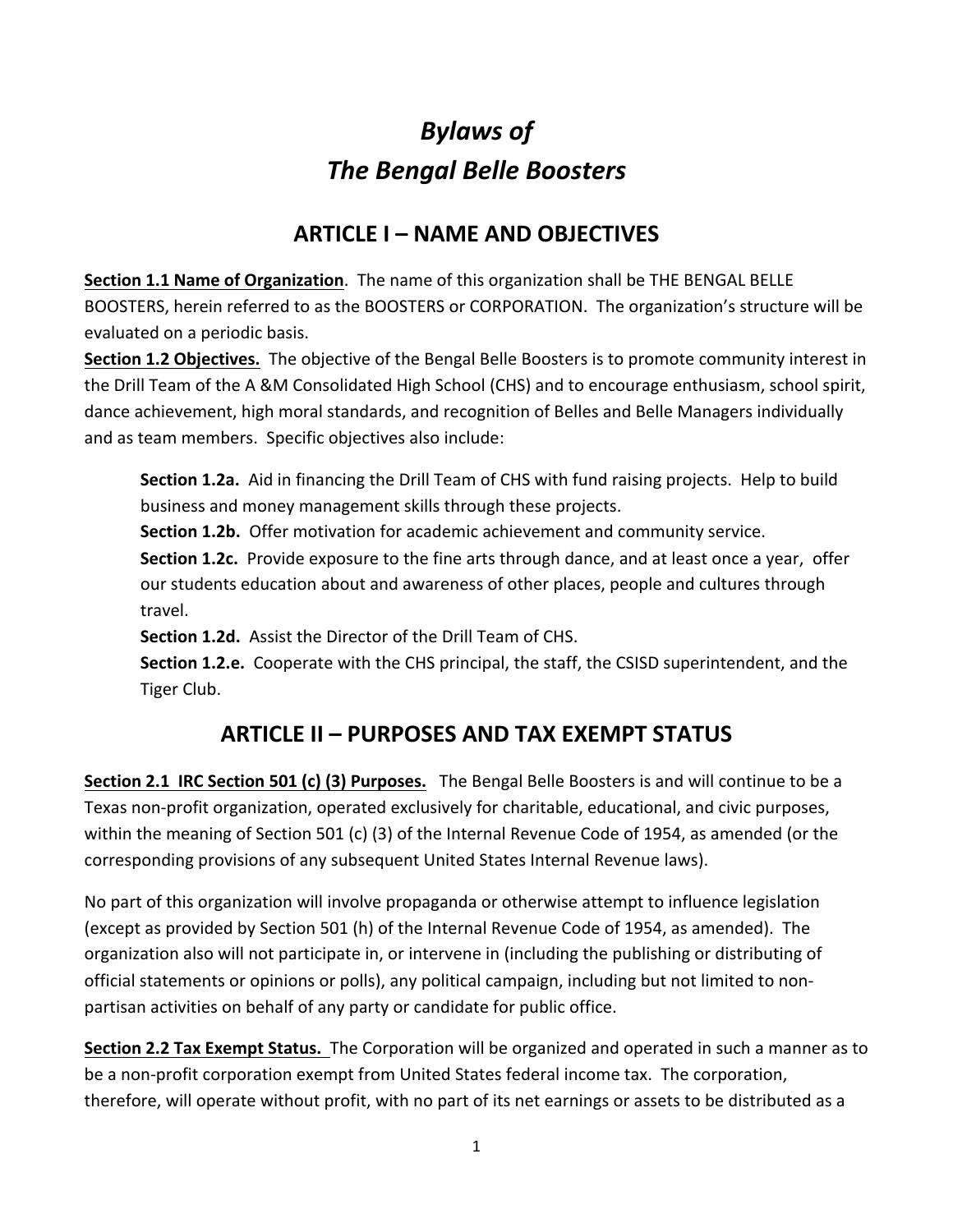# *Bylaws of*
# *The Bengal Belle Boosters*

## ARTICLE I – NAME AND OBJECTIVES

**Section 1.1 Name of Organization**. The name of this organization shall be THE BENGAL BELLE BOOSTERS, herein referred to as the BOOSTERS or CORPORATION. The organization's structure will be evaluated on a periodic basis.

**Section 1.2 Objectives.** The objective of the Bengal Belle Boosters is to promote community interest in the Drill Team of the A &M Consolidated High School (CHS) and to encourage enthusiasm, school spirit, dance achievement, high moral standards, and recognition of Belles and Belle Managers individually and as team members. Specific objectives also include:

> **Section 1.2a.** Aid in financing the Drill Team of CHS with fund raising projects. Help to build business and money management skills through these projects.
>
> **Section 1.2b.** Offer motivation for academic achievement and community service.
>
> **Section 1.2c.** Provide exposure to the fine arts through dance, and at least once a year, offer our students education about and awareness of other places, people and cultures through travel.
>
> **Section 1.2d.** Assist the Director of the Drill Team of CHS.
>
> **Section 1.2.e.** Cooperate with the CHS principal, the staff, the CSISD superintendent, and the Tiger Club.

## ARTICLE II – PURPOSES AND TAX EXEMPT STATUS

**Section 2.1 IRC Section 501 (c) (3) Purposes.** The Bengal Belle Boosters is and will continue to be a Texas non-profit organization, operated exclusively for charitable, educational, and civic purposes, within the meaning of Section 501 (c) (3) of the Internal Revenue Code of 1954, as amended (or the corresponding provisions of any subsequent United States Internal Revenue laws).

No part of this organization will involve propaganda or otherwise attempt to influence legislation (except as provided by Section 501 (h) of the Internal Revenue Code of 1954, as amended). The organization also will not participate in, or intervene in (including the publishing or distributing of official statements or opinions or polls), any political campaign, including but not limited to non-partisan activities on behalf of any party or candidate for public office.

**Section 2.2 Tax Exempt Status.** The Corporation will be organized and operated in such a manner as to be a non-profit corporation exempt from United States federal income tax. The corporation, therefore, will operate without profit, with no part of its net earnings or assets to be distributed as a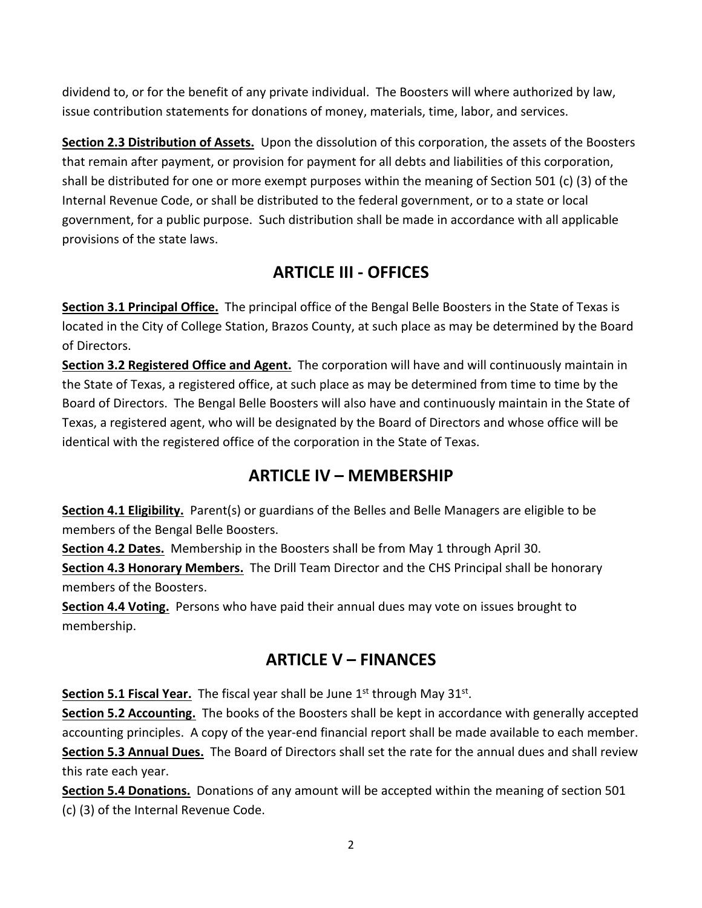dividend to, or for the benefit of any private individual. The Boosters will where authorized by law, issue contribution statements for donations of money, materials, time, labor, and services.

**Section 2.3 Distribution of Assets.** Upon the dissolution of this corporation, the assets of the Boosters that remain after payment, or provision for payment for all debts and liabilities of this corporation, shall be distributed for one or more exempt purposes within the meaning of Section 501 (c) (3) of the Internal Revenue Code, or shall be distributed to the federal government, or to a state or local government, for a public purpose. Such distribution shall be made in accordance with all applicable provisions of the state laws.

## ARTICLE III - OFFICES

**Section 3.1 Principal Office.** The principal office of the Bengal Belle Boosters in the State of Texas is located in the City of College Station, Brazos County, at such place as may be determined by the Board of Directors.

**Section 3.2 Registered Office and Agent.** The corporation will have and will continuously maintain in the State of Texas, a registered office, at such place as may be determined from time to time by the Board of Directors. The Bengal Belle Boosters will also have and continuously maintain in the State of Texas, a registered agent, who will be designated by the Board of Directors and whose office will be identical with the registered office of the corporation in the State of Texas.

## ARTICLE IV – MEMBERSHIP

**Section 4.1 Eligibility.** Parent(s) or guardians of the Belles and Belle Managers are eligible to be members of the Bengal Belle Boosters.

**Section 4.2 Dates.** Membership in the Boosters shall be from May 1 through April 30.

**Section 4.3 Honorary Members.** The Drill Team Director and the CHS Principal shall be honorary members of the Boosters.

**Section 4.4 Voting.** Persons who have paid their annual dues may vote on issues brought to membership.

## ARTICLE V – FINANCES

**Section 5.1 Fiscal Year.** The fiscal year shall be June 1st through May 31st.

**Section 5.2 Accounting.** The books of the Boosters shall be kept in accordance with generally accepted accounting principles. A copy of the year-end financial report shall be made available to each member.

**Section 5.3 Annual Dues.** The Board of Directors shall set the rate for the annual dues and shall review this rate each year.

**Section 5.4 Donations.** Donations of any amount will be accepted within the meaning of section 501 (c) (3) of the Internal Revenue Code.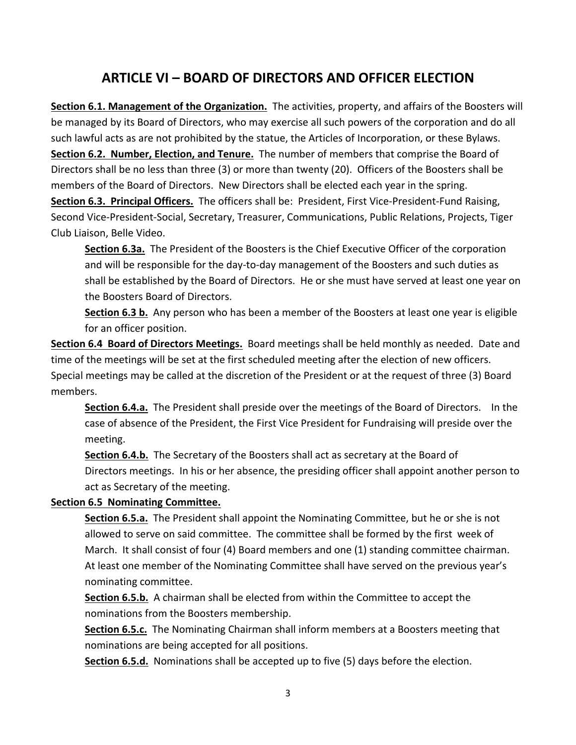# ARTICLE VI – BOARD OF DIRECTORS AND OFFICER ELECTION

**Section 6.1. Management of the Organization.** The activities, property, and affairs of the Boosters will be managed by its Board of Directors, who may exercise all such powers of the corporation and do all such lawful acts as are not prohibited by the statue, the Articles of Incorporation, or these Bylaws.

**Section 6.2. Number, Election, and Tenure.** The number of members that comprise the Board of Directors shall be no less than three (3) or more than twenty (20). Officers of the Boosters shall be members of the Board of Directors. New Directors shall be elected each year in the spring.

**Section 6.3. Principal Officers.** The officers shall be: President, First Vice-President-Fund Raising, Second Vice-President-Social, Secretary, Treasurer, Communications, Public Relations, Projects, Tiger Club Liaison, Belle Video.

> **Section 6.3a.** The President of the Boosters is the Chief Executive Officer of the corporation and will be responsible for the day-to-day management of the Boosters and such duties as shall be established by the Board of Directors. He or she must have served at least one year on the Boosters Board of Directors.
>
> **Section 6.3 b.** Any person who has been a member of the Boosters at least one year is eligible for an officer position.

**Section 6.4 Board of Directors Meetings.** Board meetings shall be held monthly as needed. Date and time of the meetings will be set at the first scheduled meeting after the election of new officers. Special meetings may be called at the discretion of the President or at the request of three (3) Board members.

> **Section 6.4.a.** The President shall preside over the meetings of the Board of Directors. In the case of absence of the President, the First Vice President for Fundraising will preside over the meeting.
>
> **Section 6.4.b.** The Secretary of the Boosters shall act as secretary at the Board of Directors meetings. In his or her absence, the presiding officer shall appoint another person to act as Secretary of the meeting.

**Section 6.5 Nominating Committee.**

> **Section 6.5.a.** The President shall appoint the Nominating Committee, but he or she is not allowed to serve on said committee. The committee shall be formed by the first week of March. It shall consist of four (4) Board members and one (1) standing committee chairman. At least one member of the Nominating Committee shall have served on the previous year's nominating committee.
>
> **Section 6.5.b.** A chairman shall be elected from within the Committee to accept the nominations from the Boosters membership.
>
> **Section 6.5.c.** The Nominating Chairman shall inform members at a Boosters meeting that nominations are being accepted for all positions.
>
> **Section 6.5.d.** Nominations shall be accepted up to five (5) days before the election.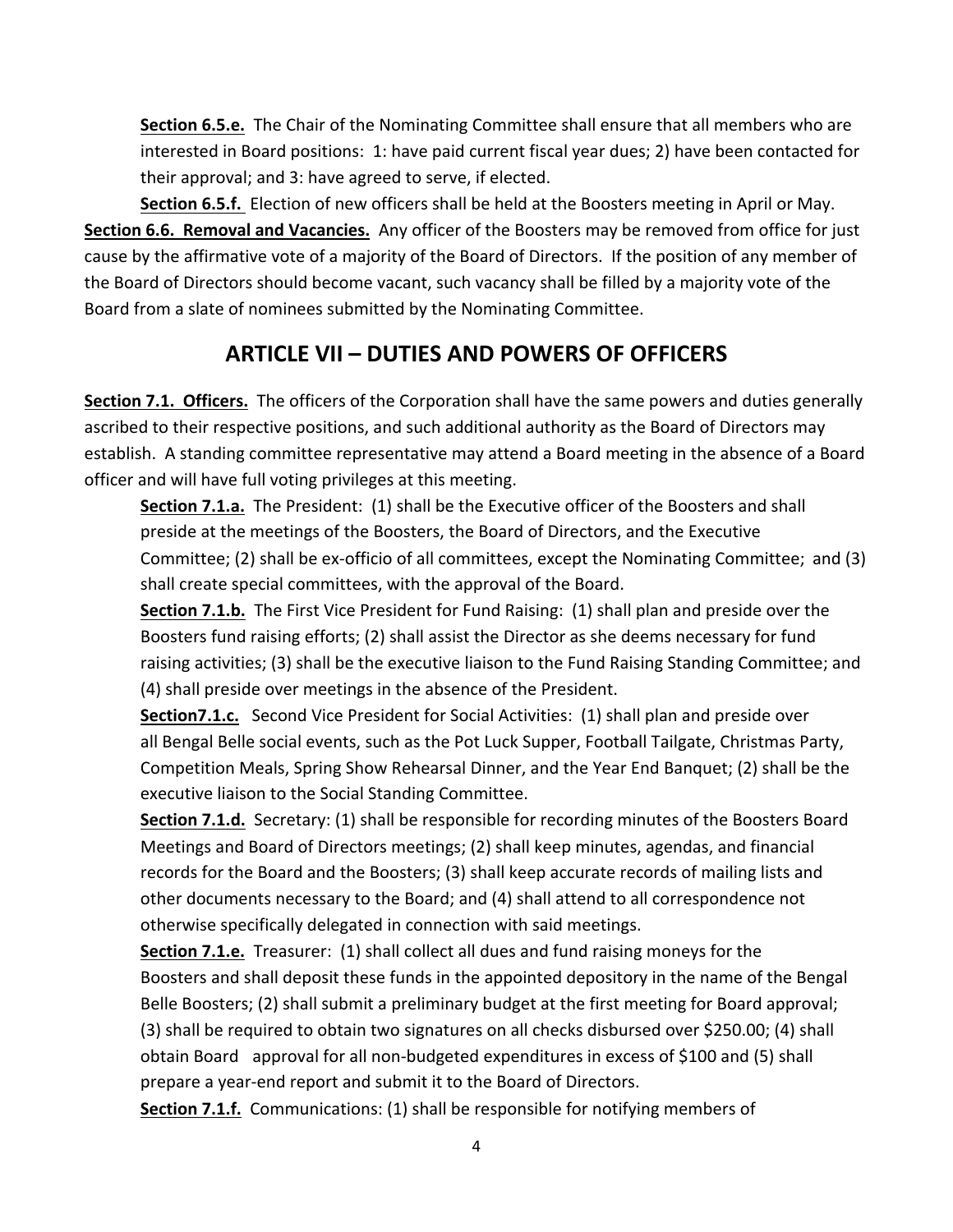**Section 6.5.e.** The Chair of the Nominating Committee shall ensure that all members who are interested in Board positions: 1: have paid current fiscal year dues; 2) have been contacted for their approval; and 3: have agreed to serve, if elected.

**Section 6.5.f.** Election of new officers shall be held at the Boosters meeting in April or May.

**Section 6.6. Removal and Vacancies.** Any officer of the Boosters may be removed from office for just cause by the affirmative vote of a majority of the Board of Directors. If the position of any member of the Board of Directors should become vacant, such vacancy shall be filled by a majority vote of the Board from a slate of nominees submitted by the Nominating Committee.

## ARTICLE VII – DUTIES AND POWERS OF OFFICERS

**Section 7.1. Officers.** The officers of the Corporation shall have the same powers and duties generally ascribed to their respective positions, and such additional authority as the Board of Directors may establish. A standing committee representative may attend a Board meeting in the absence of a Board officer and will have full voting privileges at this meeting.

**Section 7.1.a.** The President: (1) shall be the Executive officer of the Boosters and shall preside at the meetings of the Boosters, the Board of Directors, and the Executive Committee; (2) shall be ex-officio of all committees, except the Nominating Committee; and (3) shall create special committees, with the approval of the Board.

**Section 7.1.b.** The First Vice President for Fund Raising: (1) shall plan and preside over the Boosters fund raising efforts; (2) shall assist the Director as she deems necessary for fund raising activities; (3) shall be the executive liaison to the Fund Raising Standing Committee; and (4) shall preside over meetings in the absence of the President.

**Section7.1.c.** Second Vice President for Social Activities: (1) shall plan and preside over all Bengal Belle social events, such as the Pot Luck Supper, Football Tailgate, Christmas Party, Competition Meals, Spring Show Rehearsal Dinner, and the Year End Banquet; (2) shall be the executive liaison to the Social Standing Committee.

**Section 7.1.d.** Secretary: (1) shall be responsible for recording minutes of the Boosters Board Meetings and Board of Directors meetings; (2) shall keep minutes, agendas, and financial records for the Board and the Boosters; (3) shall keep accurate records of mailing lists and other documents necessary to the Board; and (4) shall attend to all correspondence not otherwise specifically delegated in connection with said meetings.

**Section 7.1.e.** Treasurer: (1) shall collect all dues and fund raising moneys for the Boosters and shall deposit these funds in the appointed depository in the name of the Bengal Belle Boosters; (2) shall submit a preliminary budget at the first meeting for Board approval; (3) shall be required to obtain two signatures on all checks disbursed over $250.00; (4) shall obtain Board approval for all non-budgeted expenditures in excess of $100 and (5) shall prepare a year-end report and submit it to the Board of Directors.

**Section 7.1.f.** Communications: (1) shall be responsible for notifying members of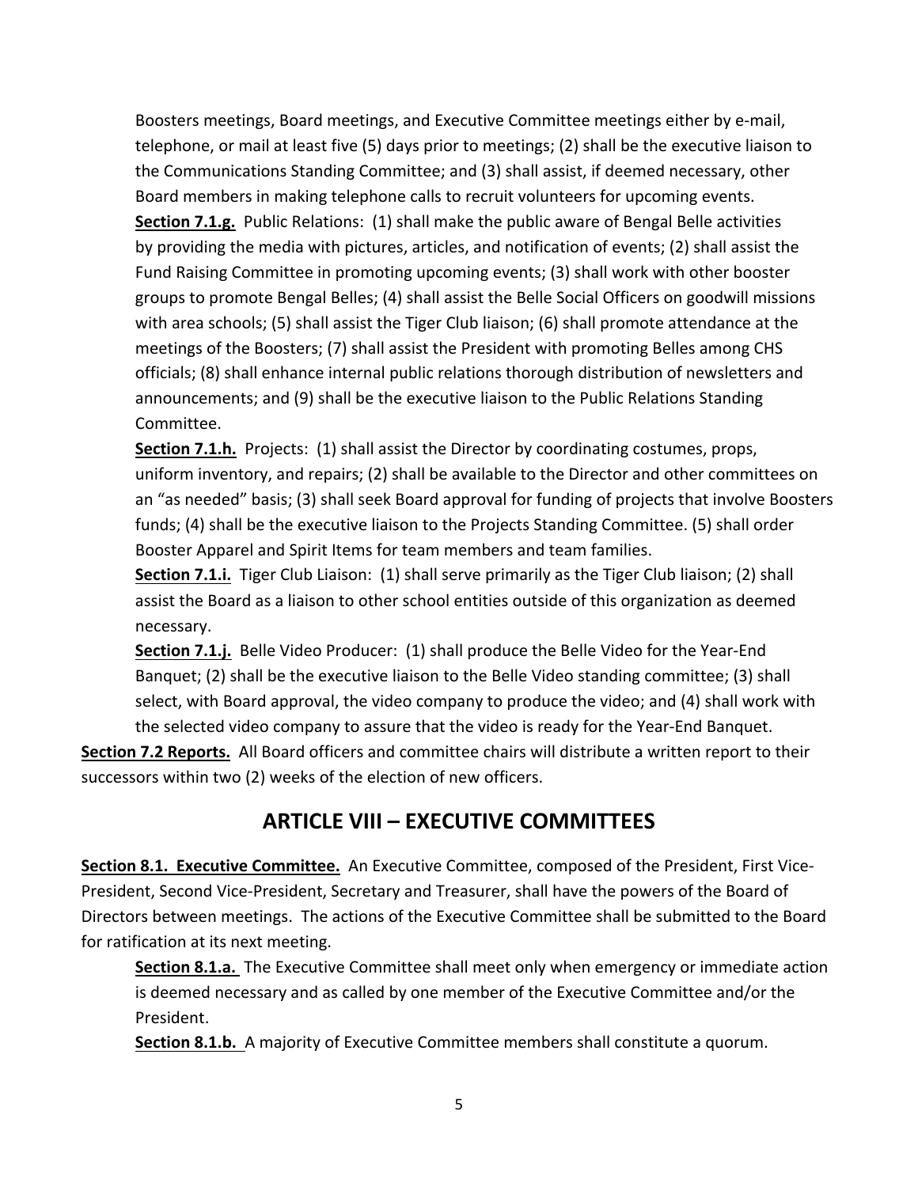Boosters meetings, Board meetings, and Executive Committee meetings either by e-mail, telephone, or mail at least five (5) days prior to meetings; (2) shall be the executive liaison to the Communications Standing Committee; and (3) shall assist, if deemed necessary, other Board members in making telephone calls to recruit volunteers for upcoming events.

**Section 7.1.g.** Public Relations: (1) shall make the public aware of Bengal Belle activities by providing the media with pictures, articles, and notification of events; (2) shall assist the Fund Raising Committee in promoting upcoming events; (3) shall work with other booster groups to promote Bengal Belles; (4) shall assist the Belle Social Officers on goodwill missions with area schools; (5) shall assist the Tiger Club liaison; (6) shall promote attendance at the meetings of the Boosters; (7) shall assist the President with promoting Belles among CHS officials; (8) shall enhance internal public relations thorough distribution of newsletters and announcements; and (9) shall be the executive liaison to the Public Relations Standing Committee.

**Section 7.1.h.** Projects: (1) shall assist the Director by coordinating costumes, props, uniform inventory, and repairs; (2) shall be available to the Director and other committees on an "as needed" basis; (3) shall seek Board approval for funding of projects that involve Boosters funds; (4) shall be the executive liaison to the Projects Standing Committee. (5) shall order Booster Apparel and Spirit Items for team members and team families.

**Section 7.1.i.** Tiger Club Liaison: (1) shall serve primarily as the Tiger Club liaison; (2) shall assist the Board as a liaison to other school entities outside of this organization as deemed necessary.

**Section 7.1.j.** Belle Video Producer: (1) shall produce the Belle Video for the Year-End Banquet; (2) shall be the executive liaison to the Belle Video standing committee; (3) shall select, with Board approval, the video company to produce the video; and (4) shall work with the selected video company to assure that the video is ready for the Year-End Banquet.

**Section 7.2 Reports.** All Board officers and committee chairs will distribute a written report to their successors within two (2) weeks of the election of new officers.

## ARTICLE VIII – EXECUTIVE COMMITTEES

**Section 8.1. Executive Committee.** An Executive Committee, composed of the President, First Vice-President, Second Vice-President, Secretary and Treasurer, shall have the powers of the Board of Directors between meetings. The actions of the Executive Committee shall be submitted to the Board for ratification at its next meeting.

**Section 8.1.a.** The Executive Committee shall meet only when emergency or immediate action is deemed necessary and as called by one member of the Executive Committee and/or the President.

**Section 8.1.b.** A majority of Executive Committee members shall constitute a quorum.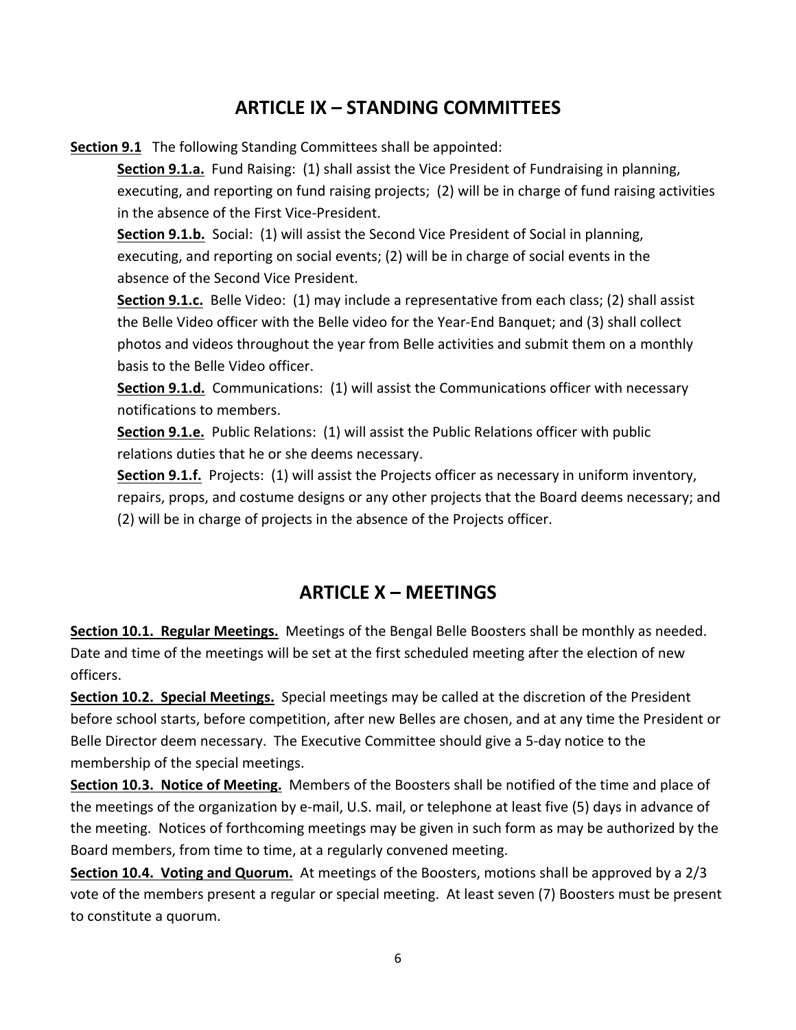## ARTICLE IX – STANDING COMMITTEES

**Section 9.1** The following Standing Committees shall be appointed:

**Section 9.1.a.** Fund Raising: (1) shall assist the Vice President of Fundraising in planning, executing, and reporting on fund raising projects; (2) will be in charge of fund raising activities in the absence of the First Vice-President.

**Section 9.1.b.** Social: (1) will assist the Second Vice President of Social in planning, executing, and reporting on social events; (2) will be in charge of social events in the absence of the Second Vice President.

**Section 9.1.c.** Belle Video: (1) may include a representative from each class; (2) shall assist the Belle Video officer with the Belle video for the Year-End Banquet; and (3) shall collect photos and videos throughout the year from Belle activities and submit them on a monthly basis to the Belle Video officer.

**Section 9.1.d.** Communications: (1) will assist the Communications officer with necessary notifications to members.

**Section 9.1.e.** Public Relations: (1) will assist the Public Relations officer with public relations duties that he or she deems necessary.

**Section 9.1.f.** Projects: (1) will assist the Projects officer as necessary in uniform inventory, repairs, props, and costume designs or any other projects that the Board deems necessary; and (2) will be in charge of projects in the absence of the Projects officer.

## ARTICLE X – MEETINGS

**Section 10.1. Regular Meetings.** Meetings of the Bengal Belle Boosters shall be monthly as needed. Date and time of the meetings will be set at the first scheduled meeting after the election of new officers.

**Section 10.2. Special Meetings.** Special meetings may be called at the discretion of the President before school starts, before competition, after new Belles are chosen, and at any time the President or Belle Director deem necessary. The Executive Committee should give a 5-day notice to the membership of the special meetings.

**Section 10.3. Notice of Meeting.** Members of the Boosters shall be notified of the time and place of the meetings of the organization by e-mail, U.S. mail, or telephone at least five (5) days in advance of the meeting. Notices of forthcoming meetings may be given in such form as may be authorized by the Board members, from time to time, at a regularly convened meeting.

**Section 10.4. Voting and Quorum.** At meetings of the Boosters, motions shall be approved by a 2/3 vote of the members present a regular or special meeting. At least seven (7) Boosters must be present to constitute a quorum.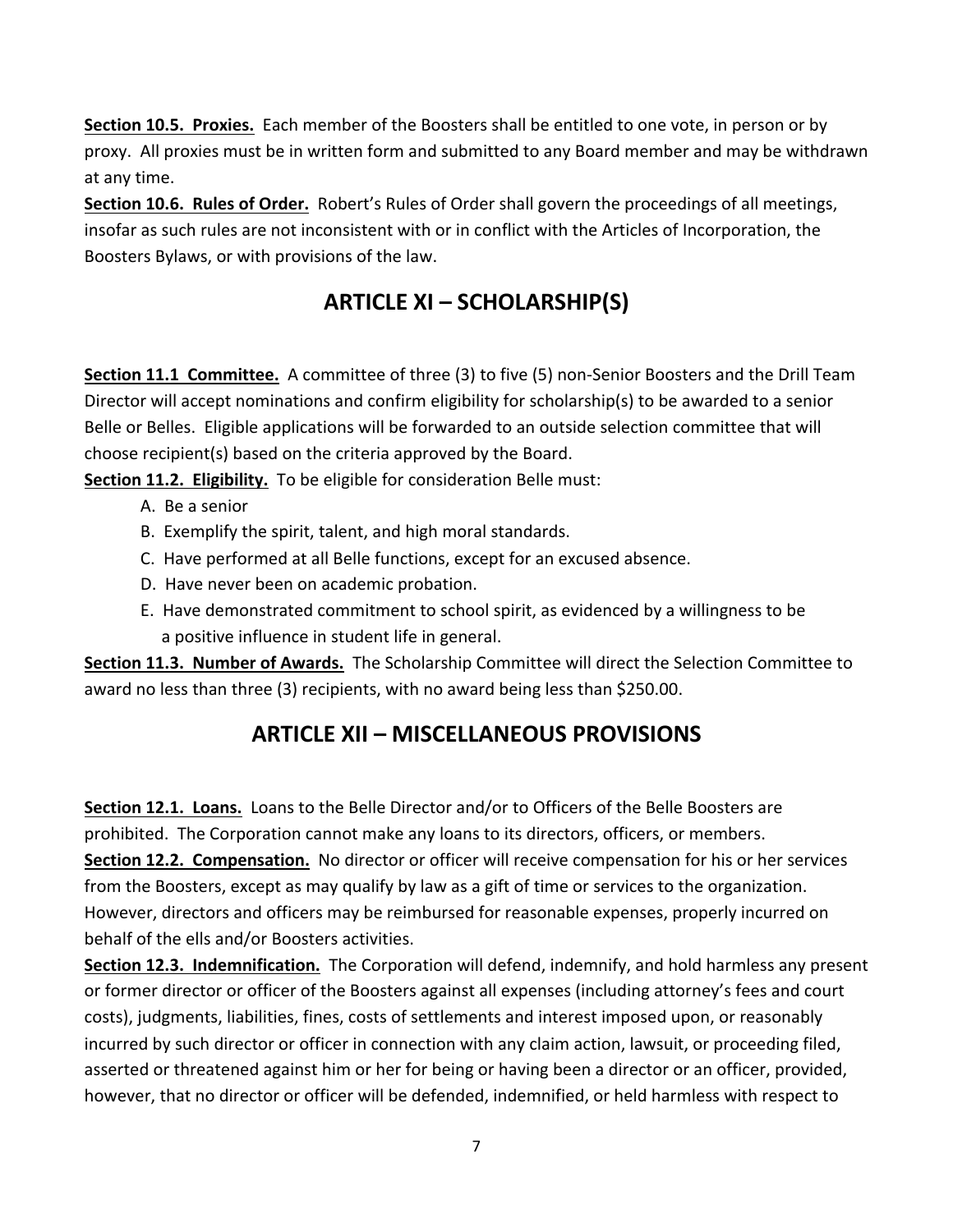**Section 10.5. Proxies.** Each member of the Boosters shall be entitled to one vote, in person or by proxy. All proxies must be in written form and submitted to any Board member and may be withdrawn at any time.

**Section 10.6. Rules of Order.** Robert's Rules of Order shall govern the proceedings of all meetings, insofar as such rules are not inconsistent with or in conflict with the Articles of Incorporation, the Boosters Bylaws, or with provisions of the law.

## ARTICLE XI – SCHOLARSHIP(S)

**Section 11.1 Committee.** A committee of three (3) to five (5) non-Senior Boosters and the Drill Team Director will accept nominations and confirm eligibility for scholarship(s) to be awarded to a senior Belle or Belles. Eligible applications will be forwarded to an outside selection committee that will choose recipient(s) based on the criteria approved by the Board.

**Section 11.2. Eligibility.** To be eligible for consideration Belle must:

A. Be a senior
B. Exemplify the spirit, talent, and high moral standards.
C. Have performed at all Belle functions, except for an excused absence.
D. Have never been on academic probation.
E. Have demonstrated commitment to school spirit, as evidenced by a willingness to be a positive influence in student life in general.

**Section 11.3. Number of Awards.** The Scholarship Committee will direct the Selection Committee to award no less than three (3) recipients, with no award being less than $250.00.

## ARTICLE XII – MISCELLANEOUS PROVISIONS

**Section 12.1. Loans.** Loans to the Belle Director and/or to Officers of the Belle Boosters are prohibited. The Corporation cannot make any loans to its directors, officers, or members.

**Section 12.2. Compensation.** No director or officer will receive compensation for his or her services from the Boosters, except as may qualify by law as a gift of time or services to the organization. However, directors and officers may be reimbursed for reasonable expenses, properly incurred on behalf of the ells and/or Boosters activities.

**Section 12.3. Indemnification.** The Corporation will defend, indemnify, and hold harmless any present or former director or officer of the Boosters against all expenses (including attorney's fees and court costs), judgments, liabilities, fines, costs of settlements and interest imposed upon, or reasonably incurred by such director or officer in connection with any claim action, lawsuit, or proceeding filed, asserted or threatened against him or her for being or having been a director or an officer, provided, however, that no director or officer will be defended, indemnified, or held harmless with respect to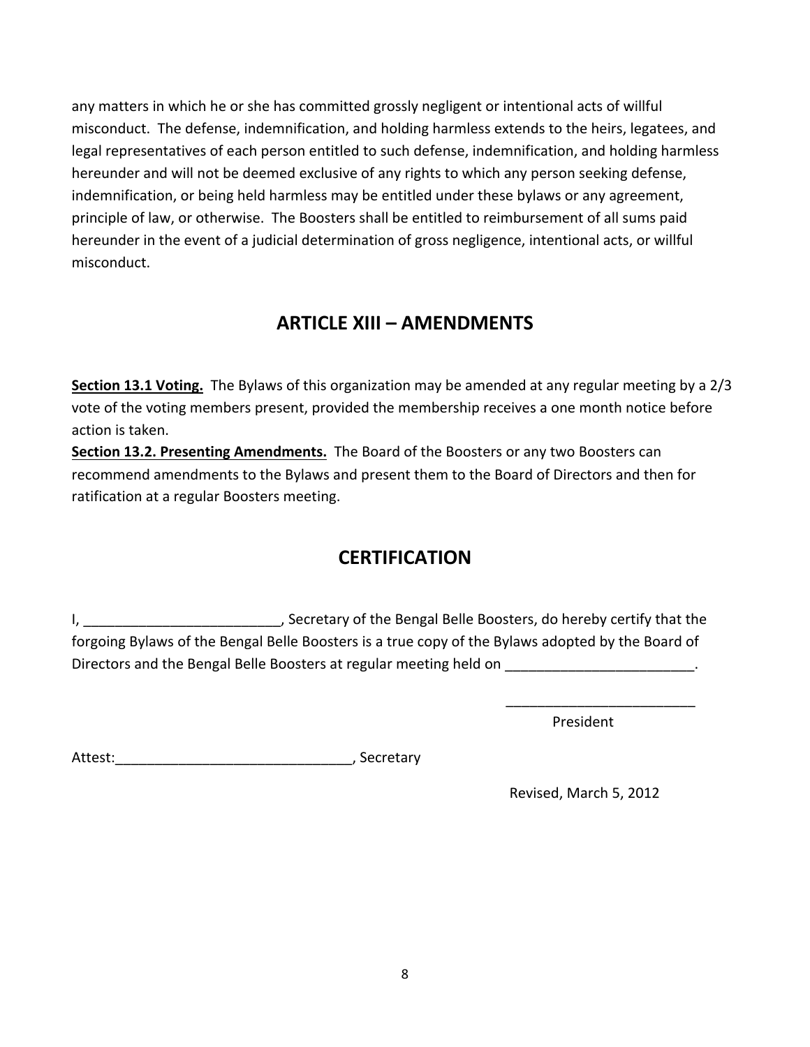any matters in which he or she has committed grossly negligent or intentional acts of willful misconduct. The defense, indemnification, and holding harmless extends to the heirs, legatees, and legal representatives of each person entitled to such defense, indemnification, and holding harmless hereunder and will not be deemed exclusive of any rights to which any person seeking defense, indemnification, or being held harmless may be entitled under these bylaws or any agreement, principle of law, or otherwise. The Boosters shall be entitled to reimbursement of all sums paid hereunder in the event of a judicial determination of gross negligence, intentional acts, or willful misconduct.

## ARTICLE XIII – AMENDMENTS

**Section 13.1 Voting.** The Bylaws of this organization may be amended at any regular meeting by a 2/3 vote of the voting members present, provided the membership receives a one month notice before action is taken.

**Section 13.2. Presenting Amendments.** The Board of the Boosters or any two Boosters can recommend amendments to the Bylaws and present them to the Board of Directors and then for ratification at a regular Boosters meeting.

## CERTIFICATION

I, _________________________, Secretary of the Bengal Belle Boosters, do hereby certify that the forgoing Bylaws of the Bengal Belle Boosters is a true copy of the Bylaws adopted by the Board of Directors and the Bengal Belle Boosters at regular meeting held on ________________________.

________________________
President

Attest:______________________________, Secretary

Revised, March 5, 2012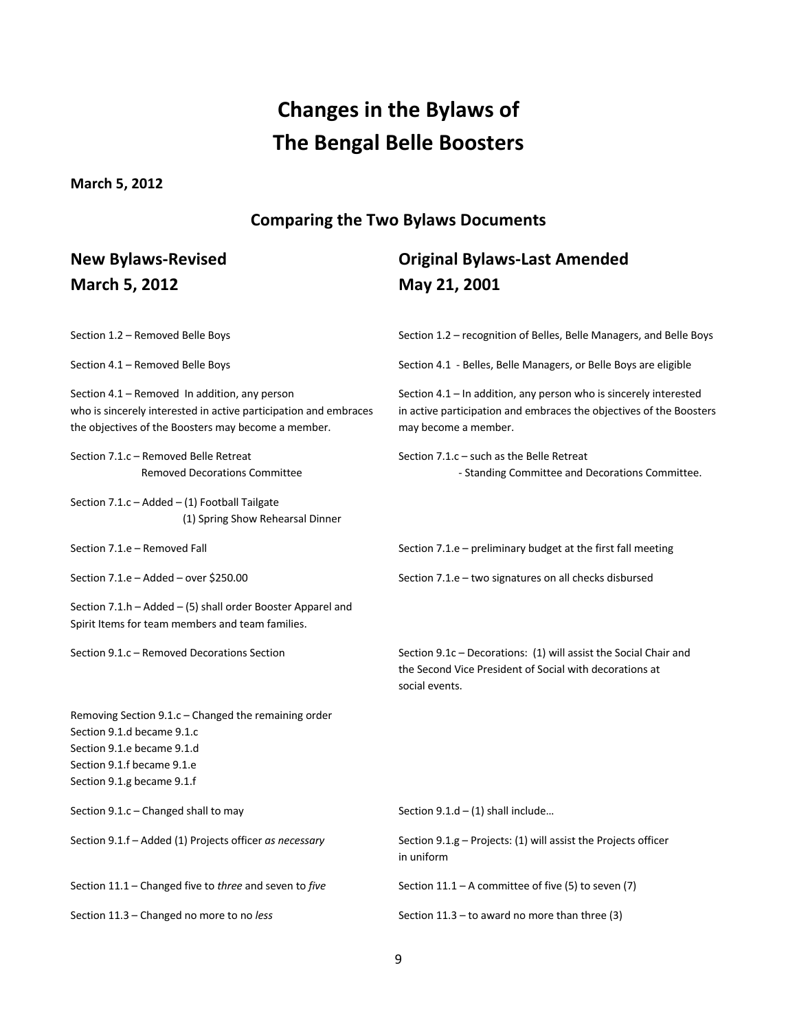# Changes in the Bylaws of The Bengal Belle Boosters

**March 5, 2012**

## Comparing the Two Bylaws Documents

| **New Bylaws-Revised March 5, 2012** | **Original Bylaws-Last Amended May 21, 2001** |
|---|---|
| Section 1.2 – Removed Belle Boys | Section 1.2 – recognition of Belles, Belle Managers, and Belle Boys |
| Section 4.1 – Removed Belle Boys | Section 4.1 - Belles, Belle Managers, or Belle Boys are eligible |
| Section 4.1 – Removed In addition, any person who is sincerely interested in active participation and embraces the objectives of the Boosters may become a member. | Section 4.1 – In addition, any person who is sincerely interested in active participation and embraces the objectives of the Boosters may become a member. |
| Section 7.1.c – Removed Belle Retreat<br>Removed Decorations Committee | Section 7.1.c – such as the Belle Retreat<br>- Standing Committee and Decorations Committee. |
| Section 7.1.c – Added – (1) Football Tailgate<br>(1) Spring Show Rehearsal Dinner | |
| Section 7.1.e – Removed Fall | Section 7.1.e – preliminary budget at the first fall meeting |
| Section 7.1.e – Added – over $250.00 | Section 7.1.e – two signatures on all checks disbursed |
| Section 7.1.h – Added – (5) shall order Booster Apparel and Spirit Items for team members and team families. | |
| Section 9.1.c – Removed Decorations Section | Section 9.1c – Decorations: (1) will assist the Social Chair and the Second Vice President of Social with decorations at social events. |
| Removing Section 9.1.c – Changed the remaining order<br>Section 9.1.d became 9.1.c<br>Section 9.1.e became 9.1.d<br>Section 9.1.f became 9.1.e<br>Section 9.1.g became 9.1.f | |
| Section 9.1.c – Changed shall to may | Section 9.1.d – (1) shall include… |
| Section 9.1.f – Added (1) Projects officer *as necessary* | Section 9.1.g – Projects: (1) will assist the Projects officer in uniform |
| Section 11.1 – Changed five to *three* and seven to *five* | Section 11.1 – A committee of five (5) to seven (7) |
| Section 11.3 – Changed no more to no *less* | Section 11.3 – to award no more than three (3) |